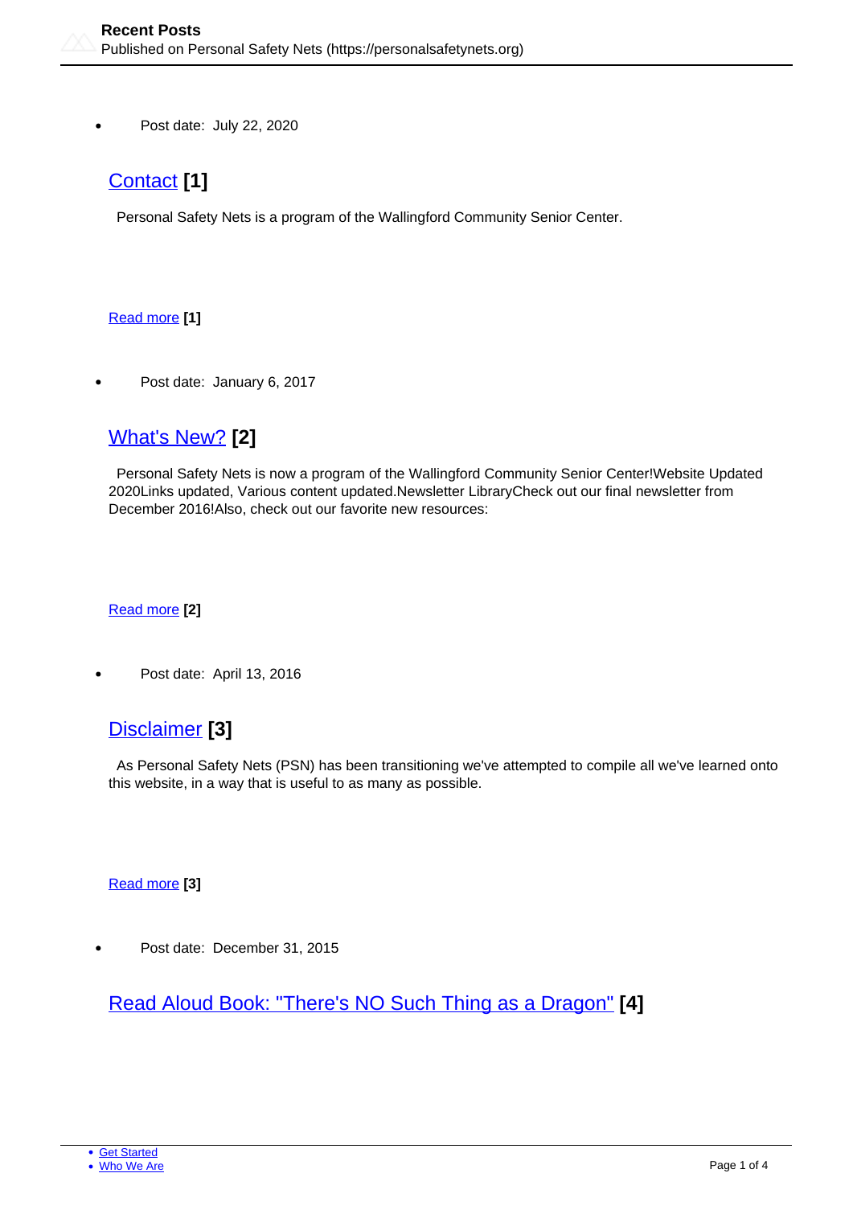- Post date: July 22, 2020

## [Contact](#) [1]

Personal Safety Nets is a program of the Wallingford Community Senior Center.

[Read more](#) [1]

- Post date: January 6, 2017

## [What's New?](#) [2]

Personal Safety Nets is now a program of the Wallingford Community Senior Center!Website Updated 2020Links updated, Various content updated.Newsletter LibraryCheck out our final newsletter from December 2016!Also, check out our favorite new resources:

[Read more](#) [2]

- Post date: April 13, 2016

## [Disclaimer](#) [3]

As Personal Safety Nets (PSN) has been transitioning we've attempted to compile all we've learned onto this website, in a way that is useful to as many as possible.

[Read more](#) [3]

- Post date: December 31, 2015

## [Read Aloud Book: "There's NO Such Thing as a Dragon"](#) [4]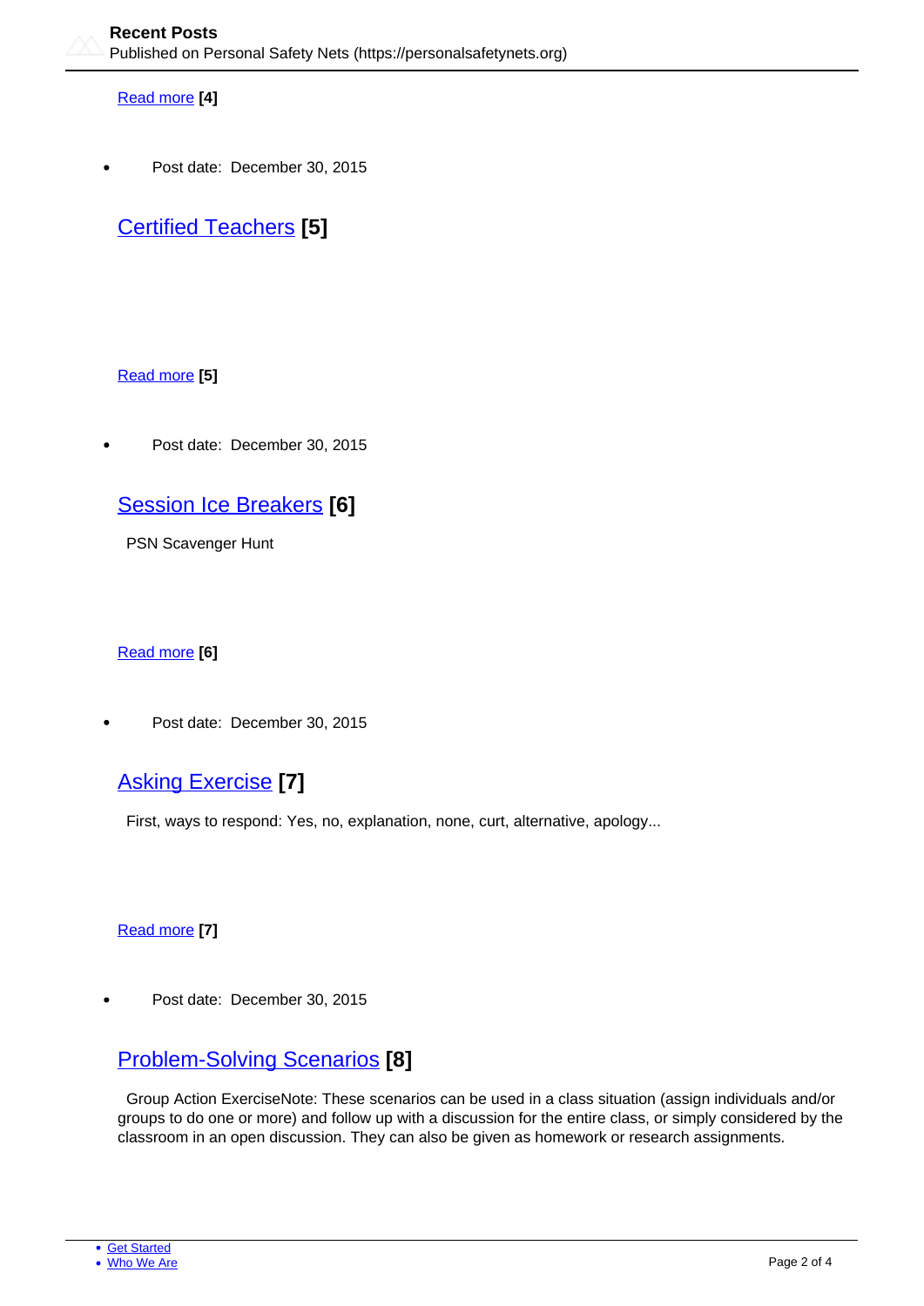[Read more](#) **[4]**

- Post date: December 30, 2015

## [Certified Teachers](#) [5]

[Read more](#) **[5]**

- Post date: December 30, 2015

## [Session Ice Breakers](#) [6]

PSN Scavenger Hunt

[Read more](#) **[6]**

- Post date: December 30, 2015

## [Asking Exercise](#) [7]

First, ways to respond: Yes, no, explanation, none, curt, alternative, apology...

[Read more](#) **[7]**

- Post date: December 30, 2015

## [Problem-Solving Scenarios](#) [8]

Group Action ExerciseNote: These scenarios can be used in a class situation (assign individuals and/or groups to do one or more) and follow up with a discussion for the entire class, or simply considered by the classroom in an open discussion. They can also be given as homework or research assignments.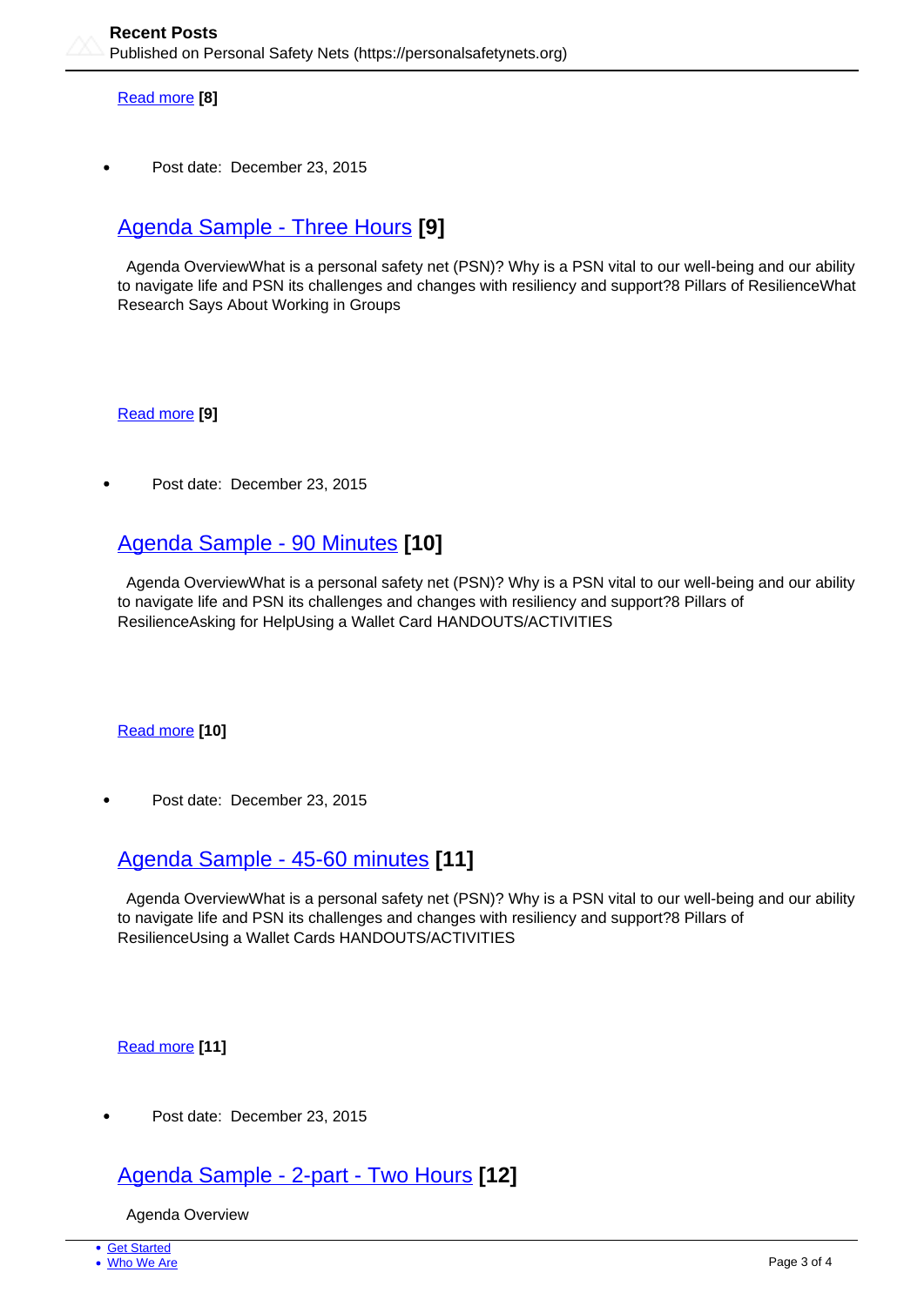Read more [8]

- Post date: December 23, 2015

## Agenda Sample - Three Hours [9]

Agenda OverviewWhat is a personal safety net (PSN)? Why is a PSN vital to our well-being and our ability to navigate life and PSN its challenges and changes with resiliency and support?8 Pillars of ResilienceWhat Research Says About Working in Groups

Read more [9]

- Post date: December 23, 2015

## Agenda Sample - 90 Minutes [10]

Agenda OverviewWhat is a personal safety net (PSN)? Why is a PSN vital to our well-being and our ability to navigate life and PSN its challenges and changes with resiliency and support?8 Pillars of ResilienceAsking for HelpUsing a Wallet Card HANDOUTS/ACTIVITIES

Read more [10]

- Post date: December 23, 2015

## Agenda Sample - 45-60 minutes [11]

Agenda OverviewWhat is a personal safety net (PSN)? Why is a PSN vital to our well-being and our ability to navigate life and PSN its challenges and changes with resiliency and support?8 Pillars of ResilienceUsing a Wallet Cards HANDOUTS/ACTIVITIES

Read more [11]

- Post date: December 23, 2015

## Agenda Sample - 2-part - Two Hours [12]

Agenda Overview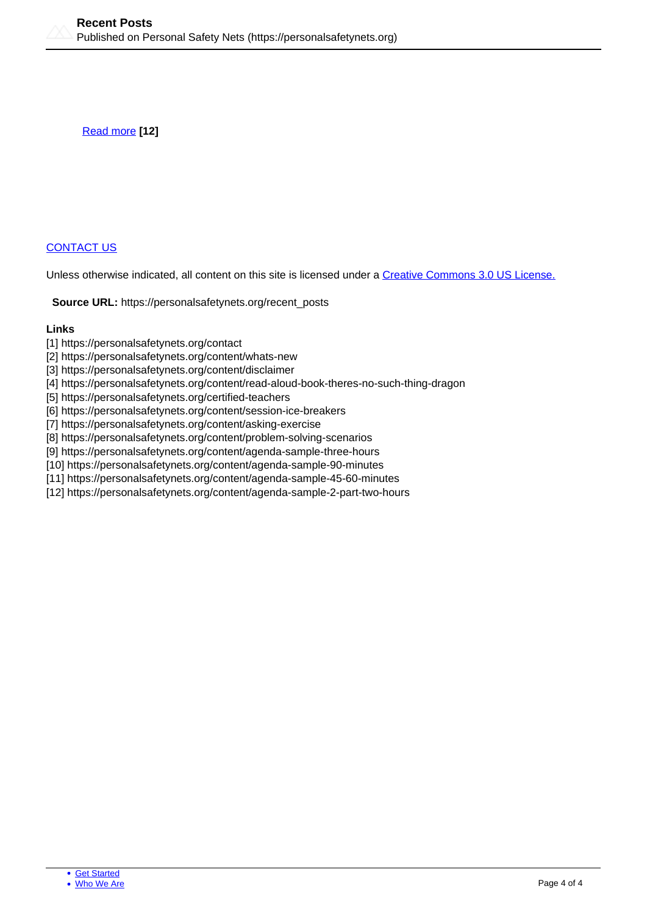Read more **[12]**

CONTACT US

Unless otherwise indicated, all content on this site is licensed under a Creative Commons 3.0 US License.

**Source URL:** https://personalsafetynets.org/recent_posts

**Links**
[1] https://personalsafetynets.org/contact
[2] https://personalsafetynets.org/content/whats-new
[3] https://personalsafetynets.org/content/disclaimer
[4] https://personalsafetynets.org/content/read-aloud-book-theres-no-such-thing-dragon
[5] https://personalsafetynets.org/certified-teachers
[6] https://personalsafetynets.org/content/session-ice-breakers
[7] https://personalsafetynets.org/content/asking-exercise
[8] https://personalsafetynets.org/content/problem-solving-scenarios
[9] https://personalsafetynets.org/content/agenda-sample-three-hours
[10] https://personalsafetynets.org/content/agenda-sample-90-minutes
[11] https://personalsafetynets.org/content/agenda-sample-45-60-minutes
[12] https://personalsafetynets.org/content/agenda-sample-2-part-two-hours

- Get Started
- Who We Are